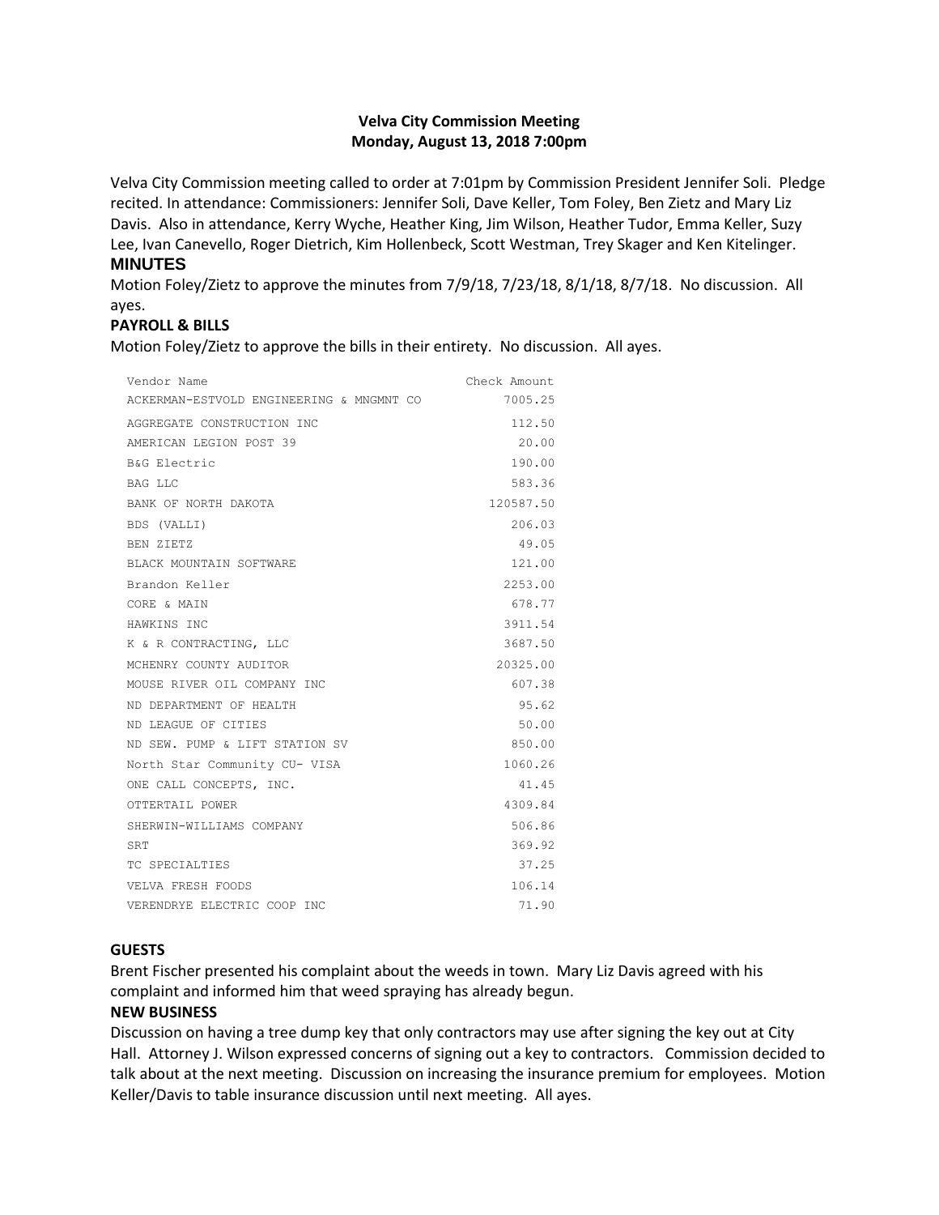# Velva City Commission Meeting
## Monday, August 13, 2018 7:00pm

Velva City Commission meeting called to order at 7:01pm by Commission President Jennifer Soli. Pledge recited. In attendance: Commissioners: Jennifer Soli, Dave Keller, Tom Foley, Ben Zietz and Mary Liz Davis. Also in attendance, Kerry Wyche, Heather King, Jim Wilson, Heather Tudor, Emma Keller, Suzy Lee, Ivan Canevello, Roger Dietrich, Kim Hollenbeck, Scott Westman, Trey Skager and Ken Kitelinger.

### MINUTES

Motion Foley/Zietz to approve the minutes from 7/9/18, 7/23/18, 8/1/18, 8/7/18. No discussion. All ayes.

### PAYROLL & BILLS

Motion Foley/Zietz to approve the bills in their entirety. No discussion. All ayes.

| Vendor Name | Check Amount |
|---|---|
| ACKERMAN-ESTVOLD ENGINEERING & MNGMNT CO | 7005.25 |
| AGGREGATE CONSTRUCTION INC | 112.50 |
| AMERICAN LEGION POST 39 | 20.00 |
| B&G Electric | 190.00 |
| BAG LLC | 583.36 |
| BANK OF NORTH DAKOTA | 120587.50 |
| BDS (VALLI) | 206.03 |
| BEN ZIETZ | 49.05 |
| BLACK MOUNTAIN SOFTWARE | 121.00 |
| Brandon Keller | 2253.00 |
| CORE & MAIN | 678.77 |
| HAWKINS INC | 3911.54 |
| K & R CONTRACTING, LLC | 3687.50 |
| MCHENRY COUNTY AUDITOR | 20325.00 |
| MOUSE RIVER OIL COMPANY INC | 607.38 |
| ND DEPARTMENT OF HEALTH | 95.62 |
| ND LEAGUE OF CITIES | 50.00 |
| ND SEW. PUMP & LIFT STATION SV | 850.00 |
| North Star Community CU- VISA | 1060.26 |
| ONE CALL CONCEPTS, INC. | 41.45 |
| OTTERTAIL POWER | 4309.84 |
| SHERWIN-WILLIAMS COMPANY | 506.86 |
| SRT | 369.92 |
| TC SPECIALTIES | 37.25 |
| VELVA FRESH FOODS | 106.14 |
| VERENDRYE ELECTRIC COOP INC | 71.90 |

### GUESTS

Brent Fischer presented his complaint about the weeds in town. Mary Liz Davis agreed with his complaint and informed him that weed spraying has already begun.

### NEW BUSINESS

Discussion on having a tree dump key that only contractors may use after signing the key out at City Hall. Attorney J. Wilson expressed concerns of signing out a key to contractors. Commission decided to talk about at the next meeting. Discussion on increasing the insurance premium for employees. Motion Keller/Davis to table insurance discussion until next meeting. All ayes.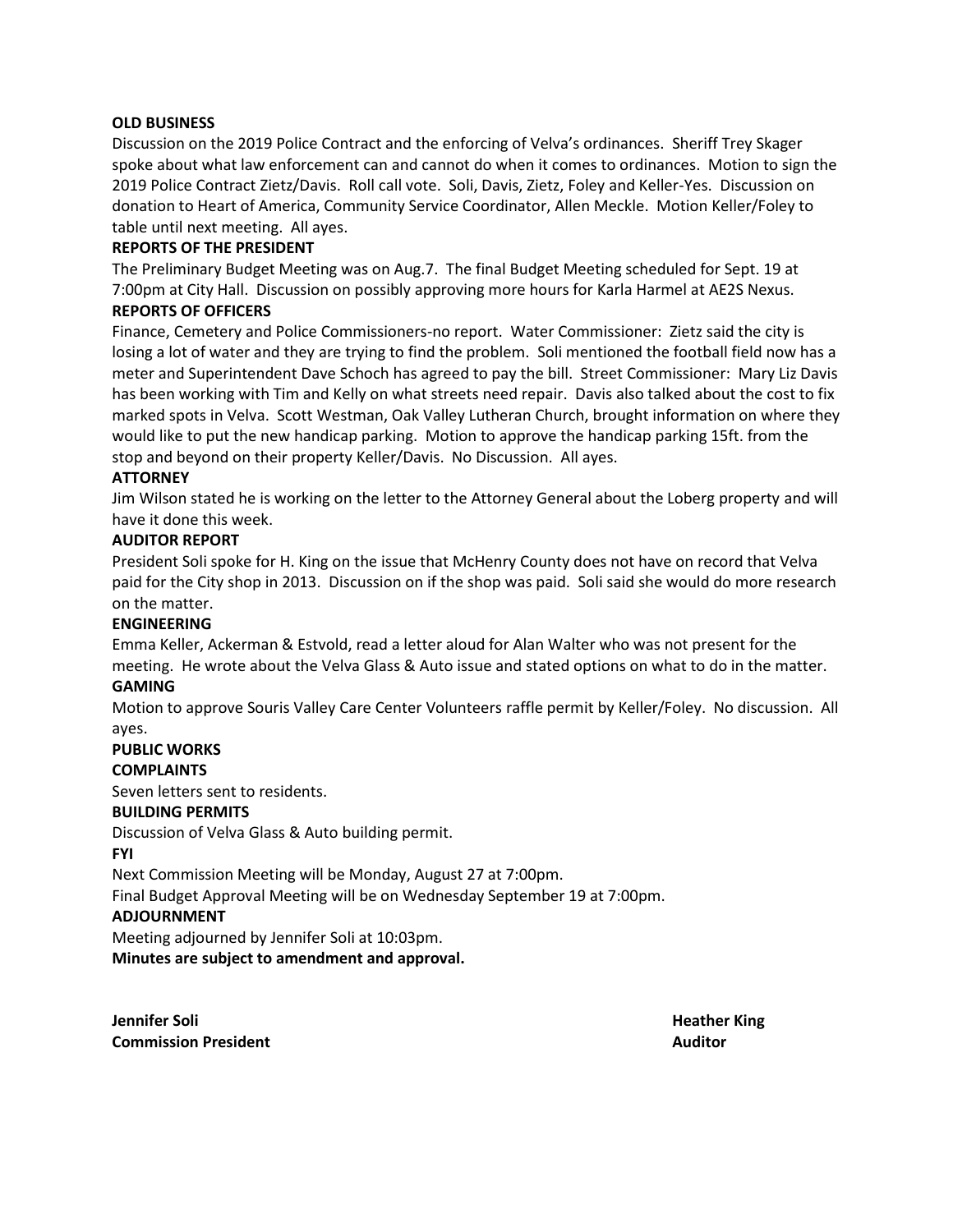**OLD BUSINESS**

Discussion on the 2019 Police Contract and the enforcing of Velva's ordinances. Sheriff Trey Skager spoke about what law enforcement can and cannot do when it comes to ordinances. Motion to sign the 2019 Police Contract Zietz/Davis. Roll call vote. Soli, Davis, Zietz, Foley and Keller-Yes. Discussion on donation to Heart of America, Community Service Coordinator, Allen Meckle. Motion Keller/Foley to table until next meeting. All ayes.

**REPORTS OF THE PRESIDENT**

The Preliminary Budget Meeting was on Aug.7. The final Budget Meeting scheduled for Sept. 19 at 7:00pm at City Hall. Discussion on possibly approving more hours for Karla Harmel at AE2S Nexus.

**REPORTS OF OFFICERS**

Finance, Cemetery and Police Commissioners-no report. Water Commissioner: Zietz said the city is losing a lot of water and they are trying to find the problem. Soli mentioned the football field now has a meter and Superintendent Dave Schoch has agreed to pay the bill. Street Commissioner: Mary Liz Davis has been working with Tim and Kelly on what streets need repair. Davis also talked about the cost to fix marked spots in Velva. Scott Westman, Oak Valley Lutheran Church, brought information on where they would like to put the new handicap parking. Motion to approve the handicap parking 15ft. from the stop and beyond on their property Keller/Davis. No Discussion. All ayes.

**ATTORNEY**

Jim Wilson stated he is working on the letter to the Attorney General about the Loberg property and will have it done this week.

**AUDITOR REPORT**

President Soli spoke for H. King on the issue that McHenry County does not have on record that Velva paid for the City shop in 2013. Discussion on if the shop was paid. Soli said she would do more research on the matter.

**ENGINEERING**

Emma Keller, Ackerman & Estvold, read a letter aloud for Alan Walter who was not present for the meeting. He wrote about the Velva Glass & Auto issue and stated options on what to do in the matter.

**GAMING**

Motion to approve Souris Valley Care Center Volunteers raffle permit by Keller/Foley. No discussion. All ayes.

**PUBLIC WORKS**

**COMPLAINTS**

Seven letters sent to residents.

**BUILDING PERMITS**

Discussion of Velva Glass & Auto building permit.

**FYI**

Next Commission Meeting will be Monday, August 27 at 7:00pm.

Final Budget Approval Meeting will be on Wednesday September 19 at 7:00pm.

**ADJOURNMENT**

Meeting adjourned by Jennifer Soli at 10:03pm.

**Minutes are subject to amendment and approval.**

**Jennifer Soli**
**Commission President**

**Heather King**
**Auditor**